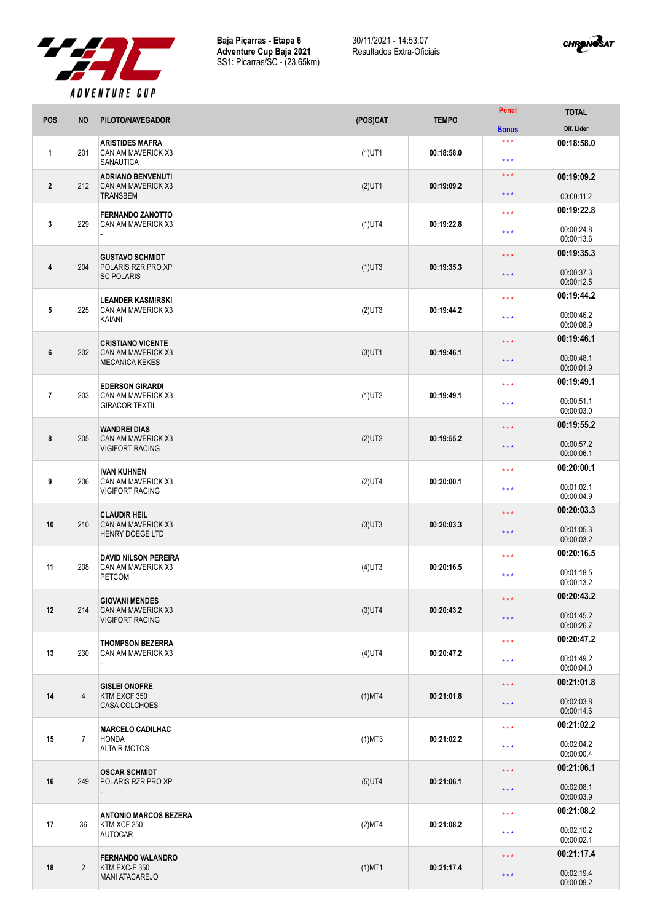**Baja Piçarras - Etapa 6**
**Adventure Cup Baja 2021**
SS1: Picarras/SC - (23.65km)

30/11/2021 - 14:53:07
Resultados Extra-Oficiais

| POS | NO | PILOTO/NAVEGADOR | (POS)CAT | TEMPO | Penal / Bonus | TOTAL / Dif. Lider |
|---|---|---|---|---|---|---|
| 1 | 201 | **ARISTIDES MAFRA** CAN AM MAVERICK X3 SANAUTICA | (1)UT1 | 00:18:58.0 | * * * / * * * | **00:18:58.0** |
| 2 | 212 | **ADRIANO BENVENUTI** CAN AM MAVERICK X3 TRANSBEM | (2)UT1 | 00:19:09.2 | * * * / * * * | **00:19:09.2** 00:00:11.2 |
| 3 | 229 | **FERNANDO ZANOTTO** CAN AM MAVERICK X3 - | (1)UT4 | 00:19:22.8 | * * * / * * * | **00:19:22.8** 00:00:24.8 00:00:13.6 |
| 4 | 204 | **GUSTAVO SCHMIDT** POLARIS RZR PRO XP SC POLARIS | (1)UT3 | 00:19:35.3 | * * * / * * * | **00:19:35.3** 00:00:37.3 00:00:12.5 |
| 5 | 225 | **LEANDER KASMIRSKI** CAN AM MAVERICK X3 KAIANI | (2)UT3 | 00:19:44.2 | * * * / * * * | **00:19:44.2** 00:00:46.2 00:00:08.9 |
| 6 | 202 | **CRISTIANO VICENTE** CAN AM MAVERICK X3 MECANICA KEKES | (3)UT1 | 00:19:46.1 | * * * / * * * | **00:19:46.1** 00:00:48.1 00:00:01.9 |
| 7 | 203 | **EDERSON GIRARDI** CAN AM MAVERICK X3 GIRACOR TEXTIL | (1)UT2 | 00:19:49.1 | * * * / * * * | **00:19:49.1** 00:00:51.1 00:00:03.0 |
| 8 | 205 | **WANDREI DIAS** CAN AM MAVERICK X3 VIGIFORT RACING | (2)UT2 | 00:19:55.2 | * * * / * * * | **00:19:55.2** 00:00:57.2 00:00:06.1 |
| 9 | 206 | **IVAN KUHNEN** CAN AM MAVERICK X3 VIGIFORT RACING | (2)UT4 | 00:20:00.1 | * * * / * * * | **00:20:00.1** 00:01:02.1 00:00:04.9 |
| 10 | 210 | **CLAUDIR HEIL** CAN AM MAVERICK X3 HENRY DOEGE LTD | (3)UT3 | 00:20:03.3 | * * * / * * * | **00:20:03.3** 00:01:05.3 00:00:03.2 |
| 11 | 208 | **DAVID NILSON PEREIRA** CAN AM MAVERICK X3 PETCOM | (4)UT3 | 00:20:16.5 | * * * / * * * | **00:20:16.5** 00:01:18.5 00:00:13.2 |
| 12 | 214 | **GIOVANI MENDES** CAN AM MAVERICK X3 VIGIFORT RACING | (3)UT4 | 00:20:43.2 | * * * / * * * | **00:20:43.2** 00:01:45.2 00:00:26.7 |
| 13 | 230 | **THOMPSON BEZERRA** CAN AM MAVERICK X3 - | (4)UT4 | 00:20:47.2 | * * * / * * * | **00:20:47.2** 00:01:49.2 00:00:04.0 |
| 14 | 4 | **GISLEI ONOFRE** KTM EXCF 350 CASA COLCHOES | (1)MT4 | 00:21:01.8 | * * * / * * * | **00:21:01.8** 00:02:03.8 00:00:14.6 |
| 15 | 7 | **MARCELO CADILHAC** HONDA ALTAIR MOTOS | (1)MT3 | 00:21:02.2 | * * * / * * * | **00:21:02.2** 00:02:04.2 00:00:00.4 |
| 16 | 249 | **OSCAR SCHMIDT** POLARIS RZR PRO XP - | (5)UT4 | 00:21:06.1 | * * * / * * * | **00:21:06.1** 00:02:08.1 00:00:03.9 |
| 17 | 36 | **ANTONIO MARCOS BEZERA** KTM XCF 250 AUTOCAR | (2)MT4 | 00:21:08.2 | * * * / * * * | **00:21:08.2** 00:02:10.2 00:00:02.1 |
| 18 | 2 | **FERNANDO VALANDRO** KTM EXC-F 350 MANI ATACAREJO | (1)MT1 | 00:21:17.4 | * * * / * * * | **00:21:17.4** 00:02:19.4 00:00:09.2 |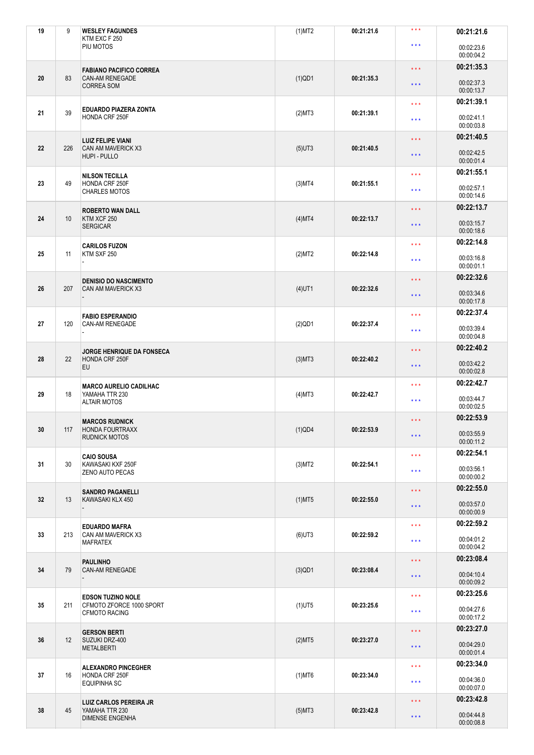| | | | | | | |
|---|---|---|---|---|---|---|
| 19 | 9 | **WESLEY FAGUNDES**<br>KTM EXC F 250<br>PIU MOTOS | (1)MT2 | 00:21:21.6 | \* \* \*<br>\* \* \* | **00:21:21.6**<br>00:02:23.6<br>00:00:04.2 |
| 20 | 83 | **FABIANO PACIFICO CORREA**<br>CAN-AM RENEGADE<br>CORREA SOM | (1)QD1 | 00:21:35.3 | \* \* \*<br>\* \* \* | **00:21:35.3**<br>00:02:37.3<br>00:00:13.7 |
| 21 | 39 | **EDUARDO PIAZERA ZONTA**<br>HONDA CRF 250F | (2)MT3 | 00:21:39.1 | \* \* \*<br>\* \* \* | **00:21:39.1**<br>00:02:41.1<br>00:00:03.8 |
| 22 | 226 | **LUIZ FELIPE VIANI**<br>CAN AM MAVERICK X3<br>HUPI - PULLO | (5)UT3 | 00:21:40.5 | \* \* \*<br>\* \* \* | **00:21:40.5**<br>00:02:42.5<br>00:00:01.4 |
| 23 | 49 | **NILSON TECILLA**<br>HONDA CRF 250F<br>CHARLES MOTOS | (3)MT4 | 00:21:55.1 | \* \* \*<br>\* \* \* | **00:21:55.1**<br>00:02:57.1<br>00:00:14.6 |
| 24 | 10 | **ROBERTO WAN DALL**<br>KTM XCF 250<br>SERGICAR | (4)MT4 | 00:22:13.7 | \* \* \*<br>\* \* \* | **00:22:13.7**<br>00:03:15.7<br>00:00:18.6 |
| 25 | 11 | **CARILOS FUZON**<br>KTM SXF 250<br>- | (2)MT2 | 00:22:14.8 | \* \* \*<br>\* \* \* | **00:22:14.8**<br>00:03:16.8<br>00:00:01.1 |
| 26 | 207 | **DENISIO DO NASCIMENTO**<br>CAN AM MAVERICK X3<br>- | (4)UT1 | 00:22:32.6 | \* \* \*<br>\* \* \* | **00:22:32.6**<br>00:03:34.6<br>00:00:17.8 |
| 27 | 120 | **FABIO ESPERANDIO**<br>CAN-AM RENEGADE<br>- | (2)QD1 | 00:22:37.4 | \* \* \*<br>\* \* \* | **00:22:37.4**<br>00:03:39.4<br>00:00:04.8 |
| 28 | 22 | **JORGE HENRIQUE DA FONSECA**<br>HONDA CRF 250F<br>EU | (3)MT3 | 00:22:40.2 | \* \* \*<br>\* \* \* | **00:22:40.2**<br>00:03:42.2<br>00:00:02.8 |
| 29 | 18 | **MARCO AURELIO CADILHAC**<br>YAMAHA TTR 230<br>ALTAIR MOTOS | (4)MT3 | 00:22:42.7 | \* \* \*<br>\* \* \* | **00:22:42.7**<br>00:03:44.7<br>00:00:02.5 |
| 30 | 117 | **MARCOS RUDNICK**<br>HONDA FOURTRAXX<br>RUDNICK MOTOS | (1)QD4 | 00:22:53.9 | \* \* \*<br>\* \* \* | **00:22:53.9**<br>00:03:55.9<br>00:00:11.2 |
| 31 | 30 | **CAIO SOUSA**<br>KAWASAKI KXF 250F<br>ZENO AUTO PECAS | (3)MT2 | 00:22:54.1 | \* \* \*<br>\* \* \* | **00:22:54.1**<br>00:03:56.1<br>00:00:00.2 |
| 32 | 13 | **SANDRO PAGANELLI**<br>KAWASAKI KLX 450<br>- | (1)MT5 | 00:22:55.0 | \* \* \*<br>\* \* \* | **00:22:55.0**<br>00:03:57.0<br>00:00:00.9 |
| 33 | 213 | **EDUARDO MAFRA**<br>CAN AM MAVERICK X3<br>MAFRATEX | (6)UT3 | 00:22:59.2 | \* \* \*<br>\* \* \* | **00:22:59.2**<br>00:04:01.2<br>00:00:04.2 |
| 34 | 79 | **PAULINHO**<br>CAN-AM RENEGADE<br>- | (3)QD1 | 00:23:08.4 | \* \* \*<br>\* \* \* | **00:23:08.4**<br>00:04:10.4<br>00:00:09.2 |
| 35 | 211 | **EDSON TUZINO NOLE**<br>CFMOTO ZFORCE 1000 SPORT<br>CFMOTO RACING | (1)UT5 | 00:23:25.6 | \* \* \*<br>\* \* \* | **00:23:25.6**<br>00:04:27.6<br>00:00:17.2 |
| 36 | 12 | **GERSON BERTI**<br>SUZUKI DRZ-400<br>METALBERTI | (2)MT5 | 00:23:27.0 | \* \* \*<br>\* \* \* | **00:23:27.0**<br>00:04:29.0<br>00:00:01.4 |
| 37 | 16 | **ALEXANDRO PINCEGHER**<br>HONDA CRF 250F<br>EQUIPINHA SC | (1)MT6 | 00:23:34.0 | \* \* \*<br>\* \* \* | **00:23:34.0**<br>00:04:36.0<br>00:00:07.0 |
| 38 | 45 | **LUIZ CARLOS PEREIRA JR**<br>YAMAHA TTR 230<br>DIMENSE ENGENHA | (5)MT3 | 00:23:42.8 | \* \* \*<br>\* \* \* | **00:23:42.8**<br>00:04:44.8<br>00:00:08.8 |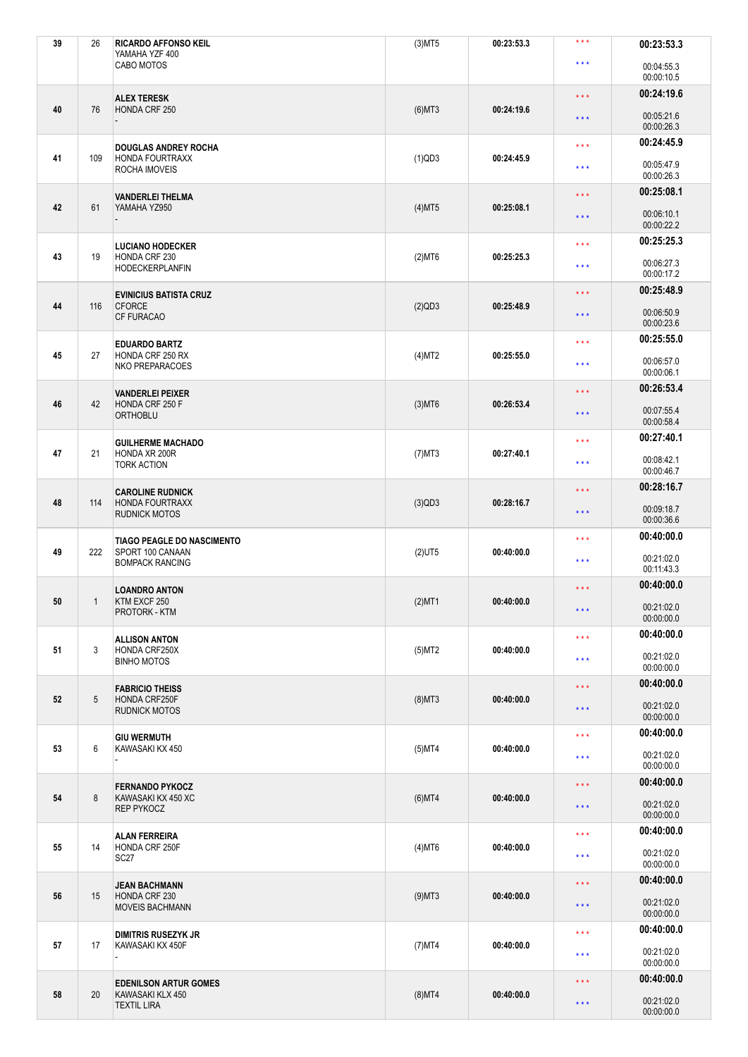| | | | | | | |
|---|---|---|---|---|---|---|
| 39 | 26 | **RICARDO AFFONSO KEIL**<br>YAMAHA YZF 400<br>CABO MOTOS | (3)MT5 | 00:23:53.3 | \* \* \*<br>\* \* \* | **00:23:53.3**<br>00:04:55.3<br>00:00:10.5 |
| 40 | 76 | **ALEX TERESK**<br>HONDA CRF 250<br>- | (6)MT3 | 00:24:19.6 | \* \* \*<br>\* \* \* | **00:24:19.6**<br>00:05:21.6<br>00:00:26.3 |
| 41 | 109 | **DOUGLAS ANDREY ROCHA**<br>HONDA FOURTRAXX<br>ROCHA IMOVEIS | (1)QD3 | 00:24:45.9 | \* \* \*<br>\* \* \* | **00:24:45.9**<br>00:05:47.9<br>00:00:26.3 |
| 42 | 61 | **VANDERLEI THELMA**<br>YAMAHA YZ950<br>- | (4)MT5 | 00:25:08.1 | \* \* \*<br>\* \* \* | **00:25:08.1**<br>00:06:10.1<br>00:00:22.2 |
| 43 | 19 | **LUCIANO HODECKER**<br>HONDA CRF 230<br>HODECKERPLANFIN | (2)MT6 | 00:25:25.3 | \* \* \*<br>\* \* \* | **00:25:25.3**<br>00:06:27.3<br>00:00:17.2 |
| 44 | 116 | **EVINICIUS BATISTA CRUZ**<br>CFORCE<br>CF FURACAO | (2)QD3 | 00:25:48.9 | \* \* \*<br>\* \* \* | **00:25:48.9**<br>00:06:50.9<br>00:00:23.6 |
| 45 | 27 | **EDUARDO BARTZ**<br>HONDA CRF 250 RX<br>NKO PREPARACOES | (4)MT2 | 00:25:55.0 | \* \* \*<br>\* \* \* | **00:25:55.0**<br>00:06:57.0<br>00:00:06.1 |
| 46 | 42 | **VANDERLEI PEIXER**<br>HONDA CRF 250 F<br>ORTHOBLU | (3)MT6 | 00:26:53.4 | \* \* \*<br>\* \* \* | **00:26:53.4**<br>00:07:55.4<br>00:00:58.4 |
| 47 | 21 | **GUILHERME MACHADO**<br>HONDA XR 200R<br>TORK ACTION | (7)MT3 | 00:27:40.1 | \* \* \*<br>\* \* \* | **00:27:40.1**<br>00:08:42.1<br>00:00:46.7 |
| 48 | 114 | **CAROLINE RUDNICK**<br>HONDA FOURTRAXX<br>RUDNICK MOTOS | (3)QD3 | 00:28:16.7 | \* \* \*<br>\* \* \* | **00:28:16.7**<br>00:09:18.7<br>00:00:36.6 |
| 49 | 222 | **TIAGO PEAGLE DO NASCIMENTO**<br>SPORT 100 CANAAN<br>BOMPACK RANCING | (2)UT5 | 00:40:00.0 | \* \* \*<br>\* \* \* | **00:40:00.0**<br>00:21:02.0<br>00:11:43.3 |
| 50 | 1 | **LOANDRO ANTON**<br>KTM EXCF 250<br>PROTORK - KTM | (2)MT1 | 00:40:00.0 | \* \* \*<br>\* \* \* | **00:40:00.0**<br>00:21:02.0<br>00:00:00.0 |
| 51 | 3 | **ALLISON ANTON**<br>HONDA CRF250X<br>BINHO MOTOS | (5)MT2 | 00:40:00.0 | \* \* \*<br>\* \* \* | **00:40:00.0**<br>00:21:02.0<br>00:00:00.0 |
| 52 | 5 | **FABRICIO THEISS**<br>HONDA CRF250F<br>RUDNICK MOTOS | (8)MT3 | 00:40:00.0 | \* \* \*<br>\* \* \* | **00:40:00.0**<br>00:21:02.0<br>00:00:00.0 |
| 53 | 6 | **GIU WERMUTH**<br>KAWASAKI KX 450<br>- | (5)MT4 | 00:40:00.0 | \* \* \*<br>\* \* \* | **00:40:00.0**<br>00:21:02.0<br>00:00:00.0 |
| 54 | 8 | **FERNANDO PYKOCZ**<br>KAWASAKI KX 450 XC<br>REP PYKOCZ | (6)MT4 | 00:40:00.0 | \* \* \*<br>\* \* \* | **00:40:00.0**<br>00:21:02.0<br>00:00:00.0 |
| 55 | 14 | **ALAN FERREIRA**<br>HONDA CRF 250F<br>SC27 | (4)MT6 | 00:40:00.0 | \* \* \*<br>\* \* \* | **00:40:00.0**<br>00:21:02.0<br>00:00:00.0 |
| 56 | 15 | **JEAN BACHMANN**<br>HONDA CRF 230<br>MOVEIS BACHMANN | (9)MT3 | 00:40:00.0 | \* \* \*<br>\* \* \* | **00:40:00.0**<br>00:21:02.0<br>00:00:00.0 |
| 57 | 17 | **DIMITRIS RUSEZYK JR**<br>KAWASAKI KX 450F<br>- | (7)MT4 | 00:40:00.0 | \* \* \*<br>\* \* \* | **00:40:00.0**<br>00:21:02.0<br>00:00:00.0 |
| 58 | 20 | **EDENILSON ARTUR GOMES**<br>KAWASAKI KLX 450<br>TEXTIL LIRA | (8)MT4 | 00:40:00.0 | \* \* \*<br>\* \* \* | **00:40:00.0**<br>00:21:02.0<br>00:00:00.0 |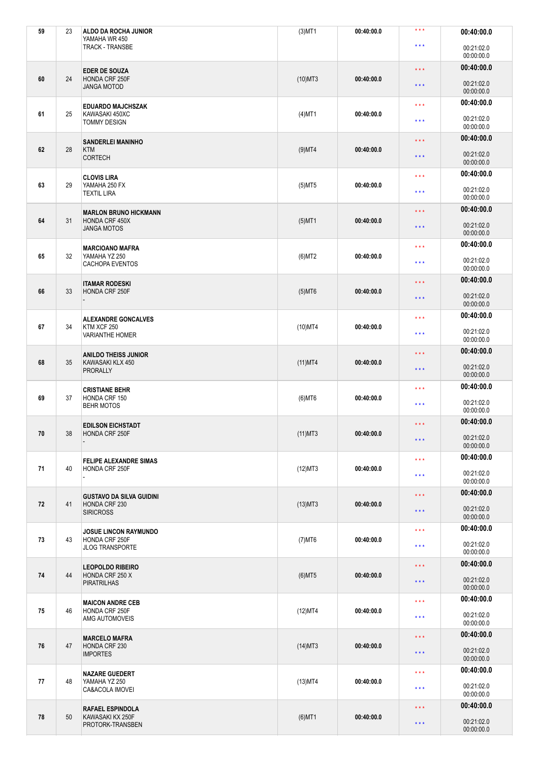| | | | | | | |
|---|---|---|---|---|---|---|
| 59 | 23 | **ALDO DA ROCHA JUNIOR**<br>YAMAHA WR 450<br>TRACK - TRANSBE | (3)MT1 | 00:40:00.0 | \*\*\*<br>\*\*\* | **00:40:00.0**<br>00:21:02.0<br>00:00:00.0 |
| 60 | 24 | **EDER DE SOUZA**<br>HONDA CRF 250F<br>JANGA MOTOD | (10)MT3 | 00:40:00.0 | \*\*\*<br>\*\*\* | **00:40:00.0**<br>00:21:02.0<br>00:00:00.0 |
| 61 | 25 | **EDUARDO MAJCHSZAK**<br>KAWASAKI 450XC<br>TOMMY DESIGN | (4)MT1 | 00:40:00.0 | \*\*\*<br>\*\*\* | **00:40:00.0**<br>00:21:02.0<br>00:00:00.0 |
| 62 | 28 | **SANDERLEI MANINHO**<br>KTM<br>CORTECH | (9)MT4 | 00:40:00.0 | \*\*\*<br>\*\*\* | **00:40:00.0**<br>00:21:02.0<br>00:00:00.0 |
| 63 | 29 | **CLOVIS LIRA**<br>YAMAHA 250 FX<br>TEXTIL LIRA | (5)MT5 | 00:40:00.0 | \*\*\*<br>\*\*\* | **00:40:00.0**<br>00:21:02.0<br>00:00:00.0 |
| 64 | 31 | **MARLON BRUNO HICKMANN**<br>HONDA CRF 450X<br>JANGA MOTOS | (5)MT1 | 00:40:00.0 | \*\*\*<br>\*\*\* | **00:40:00.0**<br>00:21:02.0<br>00:00:00.0 |
| 65 | 32 | **MARCIOANO MAFRA**<br>YAMAHA YZ 250<br>CACHOPA EVENTOS | (6)MT2 | 00:40:00.0 | \*\*\*<br>\*\*\* | **00:40:00.0**<br>00:21:02.0<br>00:00:00.0 |
| 66 | 33 | **ITAMAR RODESKI**<br>HONDA CRF 250F<br>- | (5)MT6 | 00:40:00.0 | \*\*\*<br>\*\*\* | **00:40:00.0**<br>00:21:02.0<br>00:00:00.0 |
| 67 | 34 | **ALEXANDRE GONCALVES**<br>KTM XCF 250<br>VARIANTHE HOMER | (10)MT4 | 00:40:00.0 | \*\*\*<br>\*\*\* | **00:40:00.0**<br>00:21:02.0<br>00:00:00.0 |
| 68 | 35 | **ANILDO THEISS JUNIOR**<br>KAWASAKI KLX 450<br>PRORALLY | (11)MT4 | 00:40:00.0 | \*\*\*<br>\*\*\* | **00:40:00.0**<br>00:21:02.0<br>00:00:00.0 |
| 69 | 37 | **CRISTIANE BEHR**<br>HONDA CRF 150<br>BEHR MOTOS | (6)MT6 | 00:40:00.0 | \*\*\*<br>\*\*\* | **00:40:00.0**<br>00:21:02.0<br>00:00:00.0 |
| 70 | 38 | **EDILSON EICHSTADT**<br>HONDA CRF 250F<br>- | (11)MT3 | 00:40:00.0 | \*\*\*<br>\*\*\* | **00:40:00.0**<br>00:21:02.0<br>00:00:00.0 |
| 71 | 40 | **FELIPE ALEXANDRE SIMAS**<br>HONDA CRF 250F<br>- | (12)MT3 | 00:40:00.0 | \*\*\*<br>\*\*\* | **00:40:00.0**<br>00:21:02.0<br>00:00:00.0 |
| 72 | 41 | **GUSTAVO DA SILVA GUIDINI**<br>HONDA CRF 230<br>SIRICROSS | (13)MT3 | 00:40:00.0 | \*\*\*<br>\*\*\* | **00:40:00.0**<br>00:21:02.0<br>00:00:00.0 |
| 73 | 43 | **JOSUE LINCON RAYMUNDO**<br>HONDA CRF 250F<br>JLOG TRANSPORTE | (7)MT6 | 00:40:00.0 | \*\*\*<br>\*\*\* | **00:40:00.0**<br>00:21:02.0<br>00:00:00.0 |
| 74 | 44 | **LEOPOLDO RIBEIRO**<br>HONDA CRF 250 X<br>PIRATRILHAS | (6)MT5 | 00:40:00.0 | \*\*\*<br>\*\*\* | **00:40:00.0**<br>00:21:02.0<br>00:00:00.0 |
| 75 | 46 | **MAICON ANDRE CEB**<br>HONDA CRF 250F<br>AMG AUTOMOVEIS | (12)MT4 | 00:40:00.0 | \*\*\*<br>\*\*\* | **00:40:00.0**<br>00:21:02.0<br>00:00:00.0 |
| 76 | 47 | **MARCELO MAFRA**<br>HONDA CRF 230<br>IMPORTES | (14)MT3 | 00:40:00.0 | \*\*\*<br>\*\*\* | **00:40:00.0**<br>00:21:02.0<br>00:00:00.0 |
| 77 | 48 | **NAZARE GUEDERT**<br>YAMAHA YZ 250<br>CA&ACOLA IMOVEI | (13)MT4 | 00:40:00.0 | \*\*\*<br>\*\*\* | **00:40:00.0**<br>00:21:02.0<br>00:00:00.0 |
| 78 | 50 | **RAFAEL ESPINDOLA**<br>KAWASAKI KX 250F<br>PROTORK-TRANSBEN | (6)MT1 | 00:40:00.0 | \*\*\*<br>\*\*\* | **00:40:00.0**<br>00:21:02.0<br>00:00:00.0 |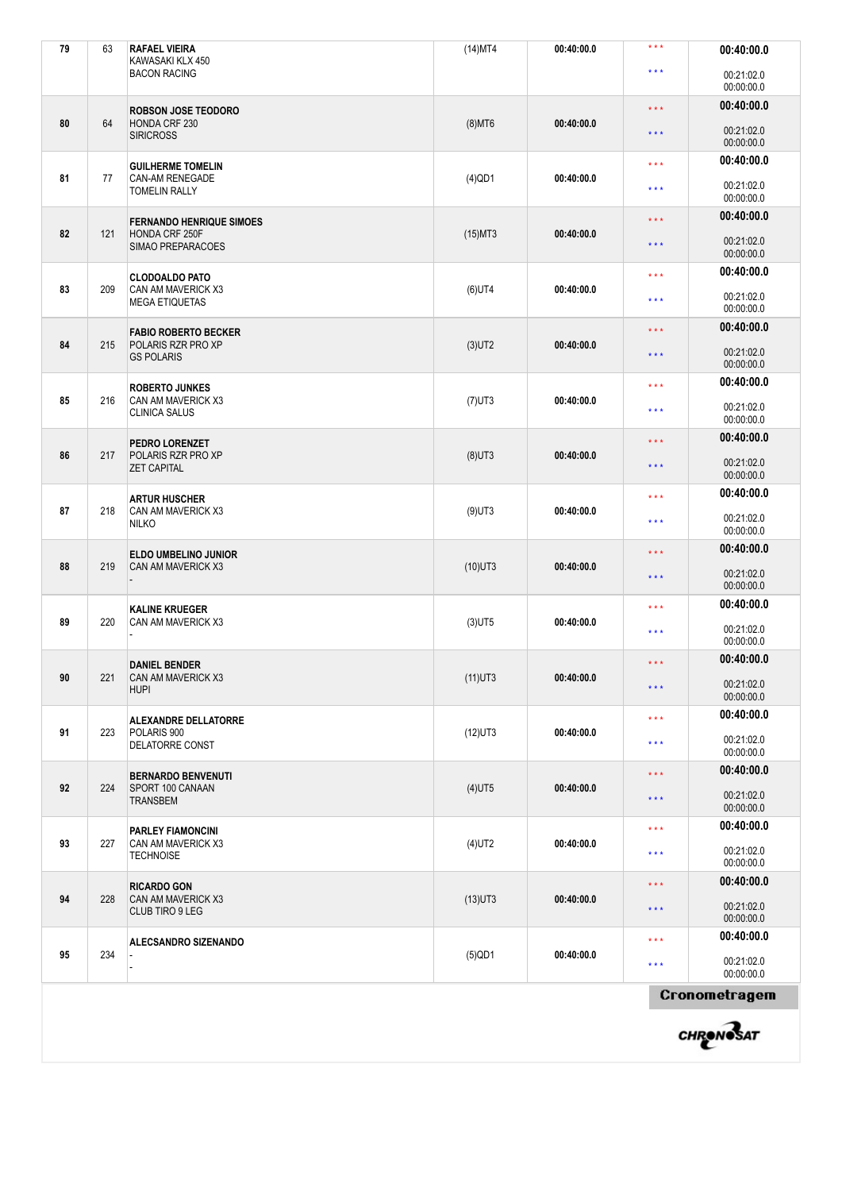| | | | | | | |
|---|---|---|---|---|---|---|
| 79 | 63 | **RAFAEL VIEIRA**<br>KAWASAKI KLX 450<br>BACON RACING | (14)MT4 | 00:40:00.0 | \*\*\*<br>\*\*\* | **00:40:00.0**<br>00:21:02.0<br>00:00:00.0 |
| 80 | 64 | **ROBSON JOSE TEODORO**<br>HONDA CRF 230<br>SIRICROSS | (8)MT6 | 00:40:00.0 | \*\*\*<br>\*\*\* | **00:40:00.0**<br>00:21:02.0<br>00:00:00.0 |
| 81 | 77 | **GUILHERME TOMELIN**<br>CAN-AM RENEGADE<br>TOMELIN RALLY | (4)QD1 | 00:40:00.0 | \*\*\*<br>\*\*\* | **00:40:00.0**<br>00:21:02.0<br>00:00:00.0 |
| 82 | 121 | **FERNANDO HENRIQUE SIMOES**<br>HONDA CRF 250F<br>SIMAO PREPARACOES | (15)MT3 | 00:40:00.0 | \*\*\*<br>\*\*\* | **00:40:00.0**<br>00:21:02.0<br>00:00:00.0 |
| 83 | 209 | **CLODOALDO PATO**<br>CAN AM MAVERICK X3<br>MEGA ETIQUETAS | (6)UT4 | 00:40:00.0 | \*\*\*<br>\*\*\* | **00:40:00.0**<br>00:21:02.0<br>00:00:00.0 |
| 84 | 215 | **FABIO ROBERTO BECKER**<br>POLARIS RZR PRO XP<br>GS POLARIS | (3)UT2 | 00:40:00.0 | \*\*\*<br>\*\*\* | **00:40:00.0**<br>00:21:02.0<br>00:00:00.0 |
| 85 | 216 | **ROBERTO JUNKES**<br>CAN AM MAVERICK X3<br>CLINICA SALUS | (7)UT3 | 00:40:00.0 | \*\*\*<br>\*\*\* | **00:40:00.0**<br>00:21:02.0<br>00:00:00.0 |
| 86 | 217 | **PEDRO LORENZET**<br>POLARIS RZR PRO XP<br>ZET CAPITAL | (8)UT3 | 00:40:00.0 | \*\*\*<br>\*\*\* | **00:40:00.0**<br>00:21:02.0<br>00:00:00.0 |
| 87 | 218 | **ARTUR HUSCHER**<br>CAN AM MAVERICK X3<br>NILKO | (9)UT3 | 00:40:00.0 | \*\*\*<br>\*\*\* | **00:40:00.0**<br>00:21:02.0<br>00:00:00.0 |
| 88 | 219 | **ELDO UMBELINO JUNIOR**<br>CAN AM MAVERICK X3<br>- | (10)UT3 | 00:40:00.0 | \*\*\*<br>\*\*\* | **00:40:00.0**<br>00:21:02.0<br>00:00:00.0 |
| 89 | 220 | **KALINE KRUEGER**<br>CAN AM MAVERICK X3<br>- | (3)UT5 | 00:40:00.0 | \*\*\*<br>\*\*\* | **00:40:00.0**<br>00:21:02.0<br>00:00:00.0 |
| 90 | 221 | **DANIEL BENDER**<br>CAN AM MAVERICK X3<br>HUPI | (11)UT3 | 00:40:00.0 | \*\*\*<br>\*\*\* | **00:40:00.0**<br>00:21:02.0<br>00:00:00.0 |
| 91 | 223 | **ALEXANDRE DELLATORRE**<br>POLARIS 900<br>DELATORRE CONST | (12)UT3 | 00:40:00.0 | \*\*\*<br>\*\*\* | **00:40:00.0**<br>00:21:02.0<br>00:00:00.0 |
| 92 | 224 | **BERNARDO BENVENUTI**<br>SPORT 100 CANAAN<br>TRANSBEM | (4)UT5 | 00:40:00.0 | \*\*\*<br>\*\*\* | **00:40:00.0**<br>00:21:02.0<br>00:00:00.0 |
| 93 | 227 | **PARLEY FIAMONCINI**<br>CAN AM MAVERICK X3<br>TECHNOISE | (4)UT2 | 00:40:00.0 | \*\*\*<br>\*\*\* | **00:40:00.0**<br>00:21:02.0<br>00:00:00.0 |
| 94 | 228 | **RICARDO GON**<br>CAN AM MAVERICK X3<br>CLUB TIRO 9 LEG | (13)UT3 | 00:40:00.0 | \*\*\*<br>\*\*\* | **00:40:00.0**<br>00:21:02.0<br>00:00:00.0 |
| 95 | 234 | **ALECSANDRO SIZENANDO**<br>-<br>- | (5)QD1 | 00:40:00.0 | \*\*\*<br>\*\*\* | **00:40:00.0**<br>00:21:02.0<br>00:00:00.0 |

**Cronometragem**

CHRONOSAT